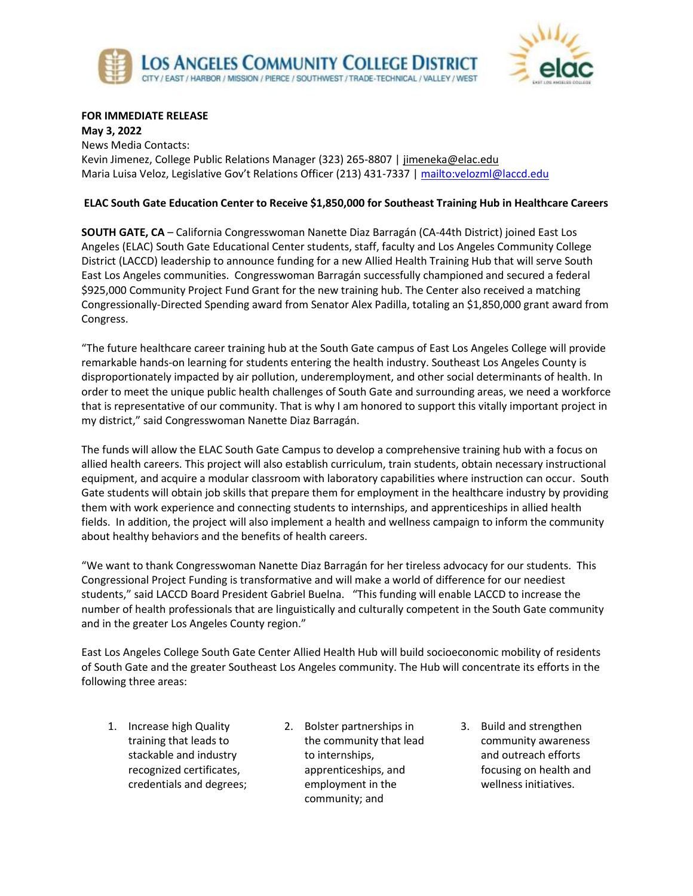**FOR IMMEDIATE RELEASE**
**May 3, 2022**
News Media Contacts:
Kevin Jimenez, College Public Relations Manager (323) 265-8807 | jimeneka@elac.edu
Maria Luisa Veloz, Legislative Gov't Relations Officer (213) 431-7337 | mailto:velozml@laccd.edu

**ELAC South Gate Education Center to Receive $1,850,000 for Southeast Training Hub in Healthcare Careers**

**SOUTH GATE, CA** – California Congresswoman Nanette Diaz Barragán (CA-44th District) joined East Los Angeles (ELAC) South Gate Educational Center students, staff, faculty and Los Angeles Community College District (LACCD) leadership to announce funding for a new Allied Health Training Hub that will serve South East Los Angeles communities. Congresswoman Barragán successfully championed and secured a federal $925,000 Community Project Fund Grant for the new training hub. The Center also received a matching Congressionally-Directed Spending award from Senator Alex Padilla, totaling an $1,850,000 grant award from Congress.

"The future healthcare career training hub at the South Gate campus of East Los Angeles College will provide remarkable hands-on learning for students entering the health industry. Southeast Los Angeles County is disproportionately impacted by air pollution, underemployment, and other social determinants of health. In order to meet the unique public health challenges of South Gate and surrounding areas, we need a workforce that is representative of our community. That is why I am honored to support this vitally important project in my district," said Congresswoman Nanette Diaz Barragán.

The funds will allow the ELAC South Gate Campus to develop a comprehensive training hub with a focus on allied health careers. This project will also establish curriculum, train students, obtain necessary instructional equipment, and acquire a modular classroom with laboratory capabilities where instruction can occur. South Gate students will obtain job skills that prepare them for employment in the healthcare industry by providing them with work experience and connecting students to internships, and apprenticeships in allied health fields. In addition, the project will also implement a health and wellness campaign to inform the community about healthy behaviors and the benefits of health careers.

"We want to thank Congresswoman Nanette Diaz Barragán for her tireless advocacy for our students. This Congressional Project Funding is transformative and will make a world of difference for our neediest students," said LACCD Board President Gabriel Buelna. "This funding will enable LACCD to increase the number of health professionals that are linguistically and culturally competent in the South Gate community and in the greater Los Angeles County region."

East Los Angeles College South Gate Center Allied Health Hub will build socioeconomic mobility of residents of South Gate and the greater Southeast Los Angeles community. The Hub will concentrate its efforts in the following three areas:

1. Increase high Quality training that leads to stackable and industry recognized certificates, credentials and degrees;
2. Bolster partnerships in the community that lead to internships, apprenticeships, and employment in the community; and
3. Build and strengthen community awareness and outreach efforts focusing on health and wellness initiatives.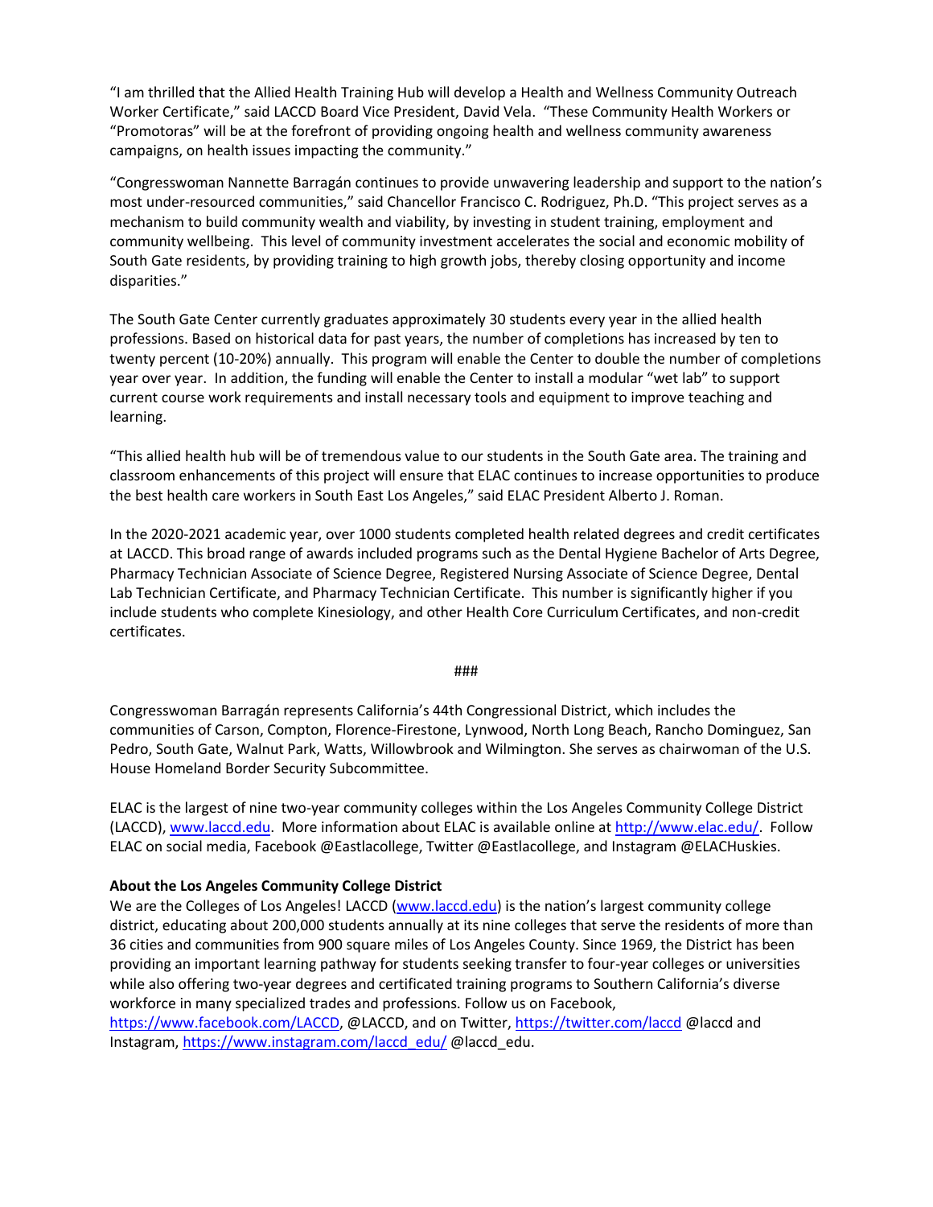"I am thrilled that the Allied Health Training Hub will develop a Health and Wellness Community Outreach Worker Certificate," said LACCD Board Vice President, David Vela. "These Community Health Workers or "Promotoras" will be at the forefront of providing ongoing health and wellness community awareness campaigns, on health issues impacting the community."

"Congresswoman Nannette Barragán continues to provide unwavering leadership and support to the nation's most under-resourced communities," said Chancellor Francisco C. Rodriguez, Ph.D. "This project serves as a mechanism to build community wealth and viability, by investing in student training, employment and community wellbeing. This level of community investment accelerates the social and economic mobility of South Gate residents, by providing training to high growth jobs, thereby closing opportunity and income disparities."

The South Gate Center currently graduates approximately 30 students every year in the allied health professions. Based on historical data for past years, the number of completions has increased by ten to twenty percent (10-20%) annually. This program will enable the Center to double the number of completions year over year. In addition, the funding will enable the Center to install a modular "wet lab" to support current course work requirements and install necessary tools and equipment to improve teaching and learning.

"This allied health hub will be of tremendous value to our students in the South Gate area. The training and classroom enhancements of this project will ensure that ELAC continues to increase opportunities to produce the best health care workers in South East Los Angeles," said ELAC President Alberto J. Roman.

In the 2020-2021 academic year, over 1000 students completed health related degrees and credit certificates at LACCD. This broad range of awards included programs such as the Dental Hygiene Bachelor of Arts Degree, Pharmacy Technician Associate of Science Degree, Registered Nursing Associate of Science Degree, Dental Lab Technician Certificate, and Pharmacy Technician Certificate. This number is significantly higher if you include students who complete Kinesiology, and other Health Core Curriculum Certificates, and non-credit certificates.

###

Congresswoman Barragán represents California's 44th Congressional District, which includes the communities of Carson, Compton, Florence-Firestone, Lynwood, North Long Beach, Rancho Dominguez, San Pedro, South Gate, Walnut Park, Watts, Willowbrook and Wilmington. She serves as chairwoman of the U.S. House Homeland Border Security Subcommittee.

ELAC is the largest of nine two-year community colleges within the Los Angeles Community College District (LACCD), www.laccd.edu. More information about ELAC is available online at http://www.elac.edu/. Follow ELAC on social media, Facebook @Eastlacollege, Twitter @Eastlacollege, and Instagram @ELACHuskies.

**About the Los Angeles Community College District**

We are the Colleges of Los Angeles! LACCD (www.laccd.edu) is the nation's largest community college district, educating about 200,000 students annually at its nine colleges that serve the residents of more than 36 cities and communities from 900 square miles of Los Angeles County. Since 1969, the District has been providing an important learning pathway for students seeking transfer to four-year colleges or universities while also offering two-year degrees and certificated training programs to Southern California's diverse workforce in many specialized trades and professions. Follow us on Facebook, https://www.facebook.com/LACCD, @LACCD, and on Twitter, https://twitter.com/laccd @laccd and Instagram, https://www.instagram.com/laccd_edu/ @laccd_edu.